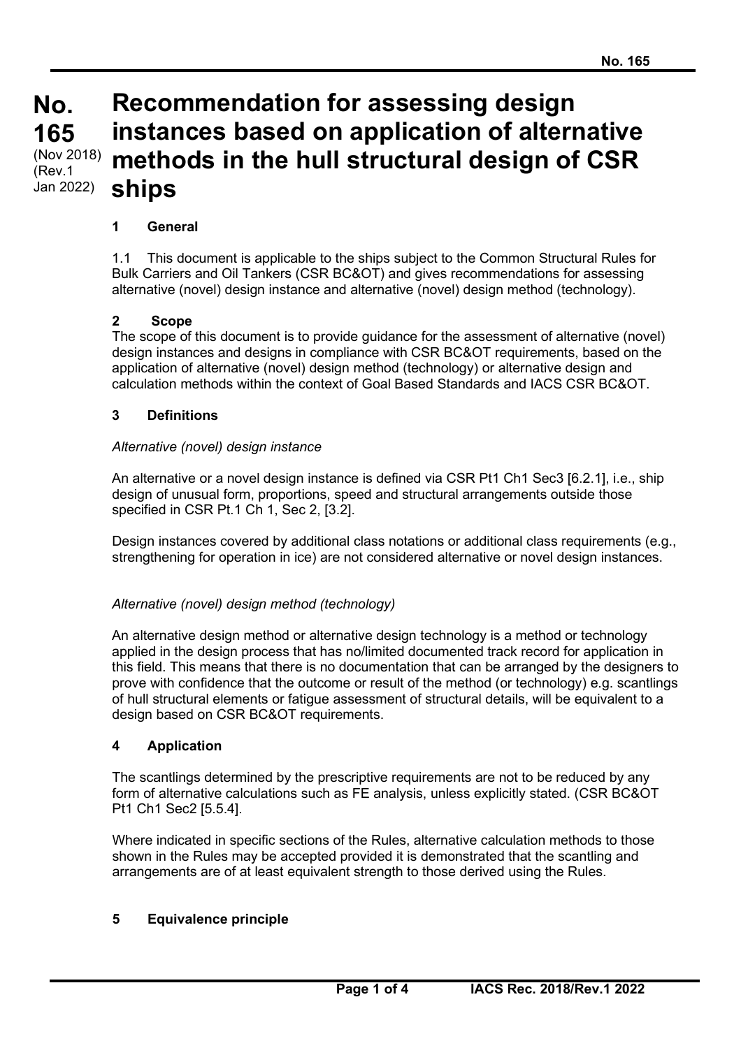**No. 165**
(Nov 2018)
(Rev.1 Jan 2022)

# Recommendation for assessing design instances based on application of alternative methods in the hull structural design of CSR ships

## 1 General

1.1 This document is applicable to the ships subject to the Common Structural Rules for Bulk Carriers and Oil Tankers (CSR BC&OT) and gives recommendations for assessing alternative (novel) design instance and alternative (novel) design method (technology).

## 2 Scope

The scope of this document is to provide guidance for the assessment of alternative (novel) design instances and designs in compliance with CSR BC&OT requirements, based on the application of alternative (novel) design method (technology) or alternative design and calculation methods within the context of Goal Based Standards and IACS CSR BC&OT.

## 3 Definitions

*Alternative (novel) design instance*

An alternative or a novel design instance is defined via CSR Pt1 Ch1 Sec3 [6.2.1], i.e., ship design of unusual form, proportions, speed and structural arrangements outside those specified in CSR Pt.1 Ch 1, Sec 2, [3.2].

Design instances covered by additional class notations or additional class requirements (e.g., strengthening for operation in ice) are not considered alternative or novel design instances.

*Alternative (novel) design method (technology)*

An alternative design method or alternative design technology is a method or technology applied in the design process that has no/limited documented track record for application in this field. This means that there is no documentation that can be arranged by the designers to prove with confidence that the outcome or result of the method (or technology) e.g. scantlings of hull structural elements or fatigue assessment of structural details, will be equivalent to a design based on CSR BC&OT requirements.

## 4 Application

The scantlings determined by the prescriptive requirements are not to be reduced by any form of alternative calculations such as FE analysis, unless explicitly stated. (CSR BC&OT Pt1 Ch1 Sec2 [5.5.4].

Where indicated in specific sections of the Rules, alternative calculation methods to those shown in the Rules may be accepted provided it is demonstrated that the scantling and arrangements are of at least equivalent strength to those derived using the Rules.

## 5 Equivalence principle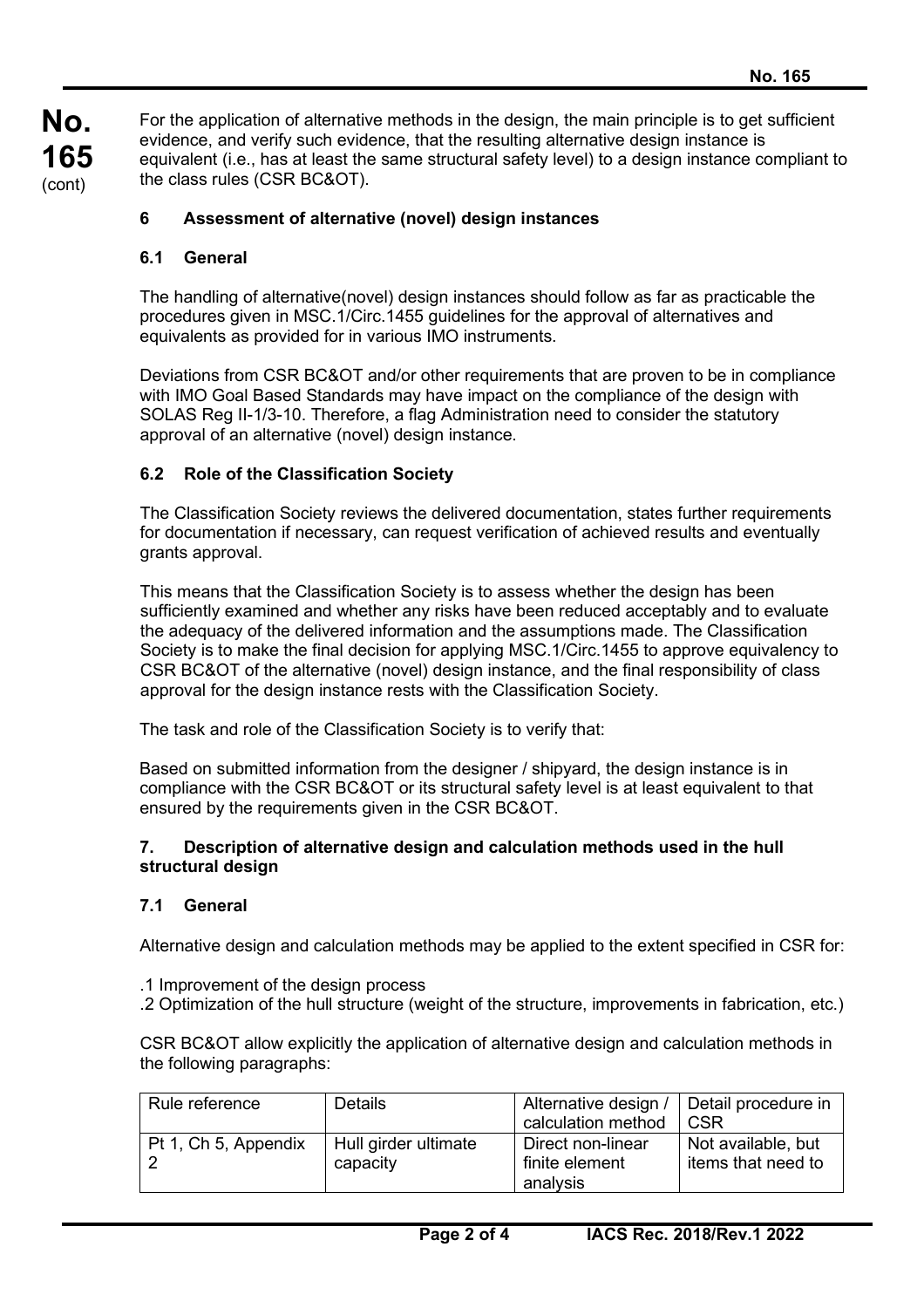For the application of alternative methods in the design, the main principle is to get sufficient evidence, and verify such evidence, that the resulting alternative design instance is equivalent (i.e., has at least the same structural safety level) to a design instance compliant to the class rules (CSR BC&OT).

## 6 Assessment of alternative (novel) design instances

### 6.1 General

The handling of alternative(novel) design instances should follow as far as practicable the procedures given in MSC.1/Circ.1455 guidelines for the approval of alternatives and equivalents as provided for in various IMO instruments.

Deviations from CSR BC&OT and/or other requirements that are proven to be in compliance with IMO Goal Based Standards may have impact on the compliance of the design with SOLAS Reg II-1/3-10. Therefore, a flag Administration need to consider the statutory approval of an alternative (novel) design instance.

### 6.2 Role of the Classification Society

The Classification Society reviews the delivered documentation, states further requirements for documentation if necessary, can request verification of achieved results and eventually grants approval.

This means that the Classification Society is to assess whether the design has been sufficiently examined and whether any risks have been reduced acceptably and to evaluate the adequacy of the delivered information and the assumptions made. The Classification Society is to make the final decision for applying MSC.1/Circ.1455 to approve equivalency to CSR BC&OT of the alternative (novel) design instance, and the final responsibility of class approval for the design instance rests with the Classification Society.

The task and role of the Classification Society is to verify that:

Based on submitted information from the designer / shipyard, the design instance is in compliance with the CSR BC&OT or its structural safety level is at least equivalent to that ensured by the requirements given in the CSR BC&OT.

## 7. Description of alternative design and calculation methods used in the hull structural design

### 7.1 General

Alternative design and calculation methods may be applied to the extent specified in CSR for:

.1 Improvement of the design process
.2 Optimization of the hull structure (weight of the structure, improvements in fabrication, etc.)

CSR BC&OT allow explicitly the application of alternative design and calculation methods in the following paragraphs:

| Rule reference | Details | Alternative design / calculation method | Detail procedure in CSR |
|---|---|---|---|
| Pt 1, Ch 5, Appendix 2 | Hull girder ultimate capacity | Direct non-linear finite element analysis | Not available, but items that need to |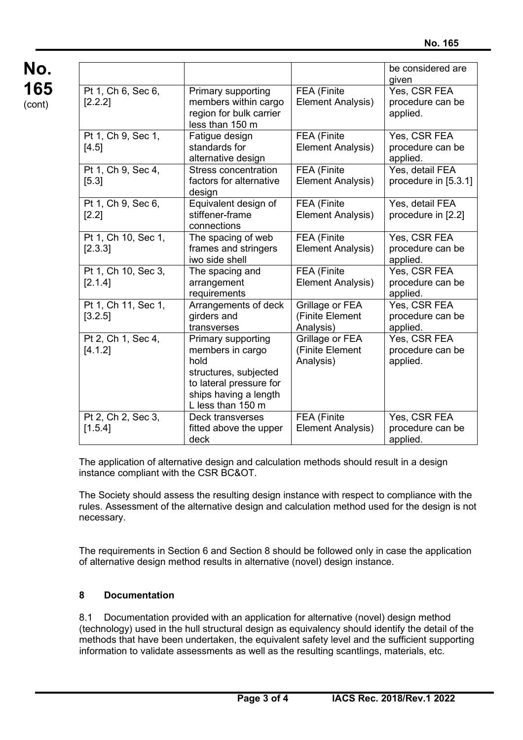| | | | be considered are given |
|---|---|---|---|
| Pt 1, Ch 6, Sec 6, [2.2.2] | Primary supporting members within cargo region for bulk carrier less than 150 m | FEA (Finite Element Analysis) | Yes, CSR FEA procedure can be applied. |
| Pt 1, Ch 9, Sec 1, [4.5] | Fatigue design standards for alternative design | FEA (Finite Element Analysis) | Yes, CSR FEA procedure can be applied. |
| Pt 1, Ch 9, Sec 4, [5.3] | Stress concentration factors for alternative design | FEA (Finite Element Analysis) | Yes, detail FEA procedure in [5.3.1] |
| Pt 1, Ch 9, Sec 6, [2.2] | Equivalent design of stiffener-frame connections | FEA (Finite Element Analysis) | Yes, detail FEA procedure in [2.2] |
| Pt 1, Ch 10, Sec 1, [2.3.3] | The spacing of web frames and stringers iwo side shell | FEA (Finite Element Analysis) | Yes, CSR FEA procedure can be applied. |
| Pt 1, Ch 10, Sec 3, [2.1.4] | The spacing and arrangement requirements | FEA (Finite Element Analysis) | Yes, CSR FEA procedure can be applied. |
| Pt 1, Ch 11, Sec 1, [3.2.5] | Arrangements of deck girders and transverses | Grillage or FEA (Finite Element Analysis) | Yes, CSR FEA procedure can be applied. |
| Pt 2, Ch 1, Sec 4, [4.1.2] | Primary supporting members in cargo hold structures, subjected to lateral pressure for ships having a length L less than 150 m | Grillage or FEA (Finite Element Analysis) | Yes, CSR FEA procedure can be applied. |
| Pt 2, Ch 2, Sec 3, [1.5.4] | Deck transverses fitted above the upper deck | FEA (Finite Element Analysis) | Yes, CSR FEA procedure can be applied. |

The application of alternative design and calculation methods should result in a design instance compliant with the CSR BC&OT.

The Society should assess the resulting design instance with respect to compliance with the rules. Assessment of the alternative design and calculation method used for the design is not necessary.

The requirements in Section 6 and Section 8 should be followed only in case the application of alternative design method results in alternative (novel) design instance.

## 8 Documentation

8.1 Documentation provided with an application for alternative (novel) design method (technology) used in the hull structural design as equivalency should identify the detail of the methods that have been undertaken, the equivalent safety level and the sufficient supporting information to validate assessments as well as the resulting scantlings, materials, etc.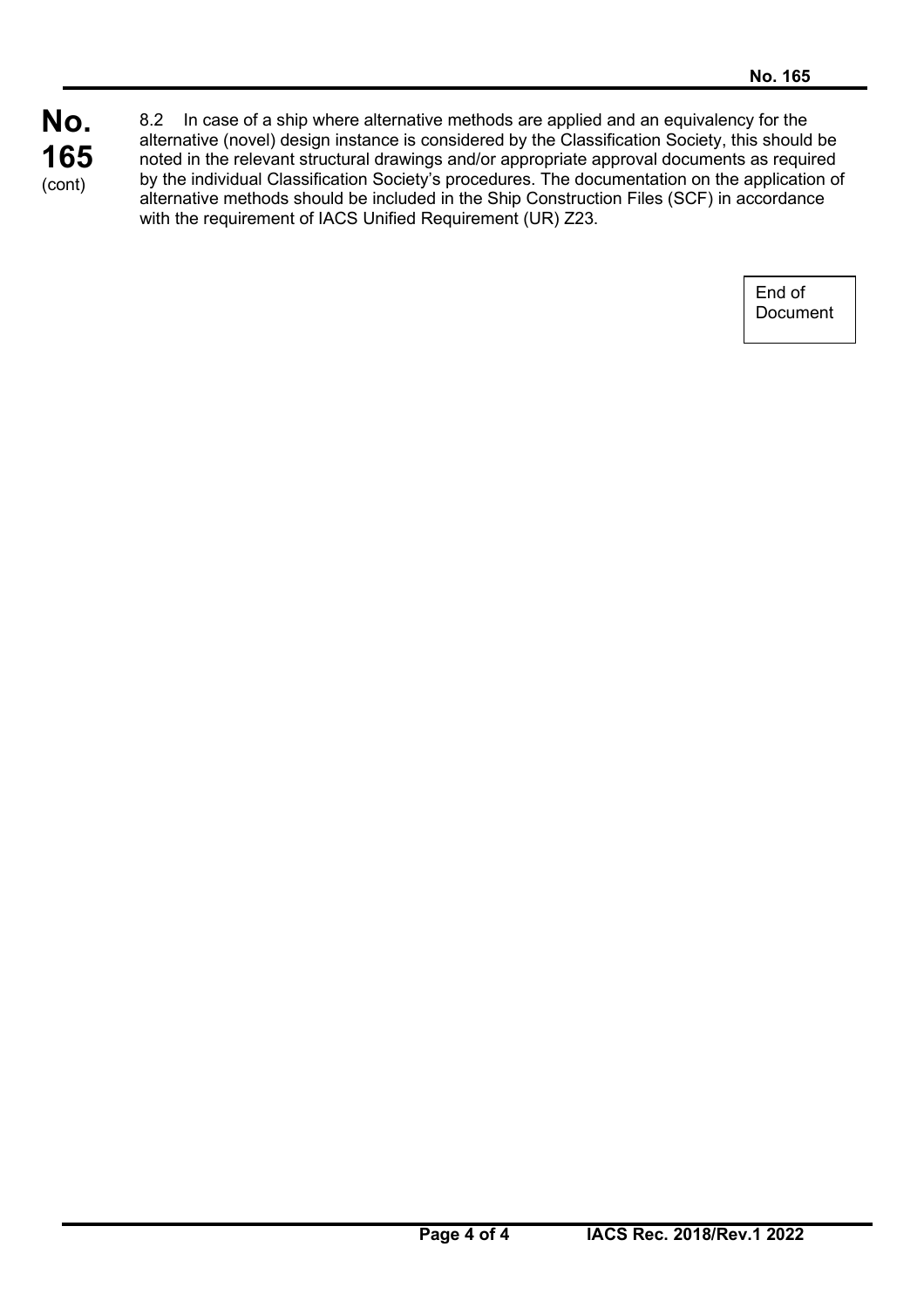8.2 In case of a ship where alternative methods are applied and an equivalency for the alternative (novel) design instance is considered by the Classification Society, this should be noted in the relevant structural drawings and/or appropriate approval documents as required by the individual Classification Society's procedures. The documentation on the application of alternative methods should be included in the Ship Construction Files (SCF) in accordance with the requirement of IACS Unified Requirement (UR) Z23.

End of Document